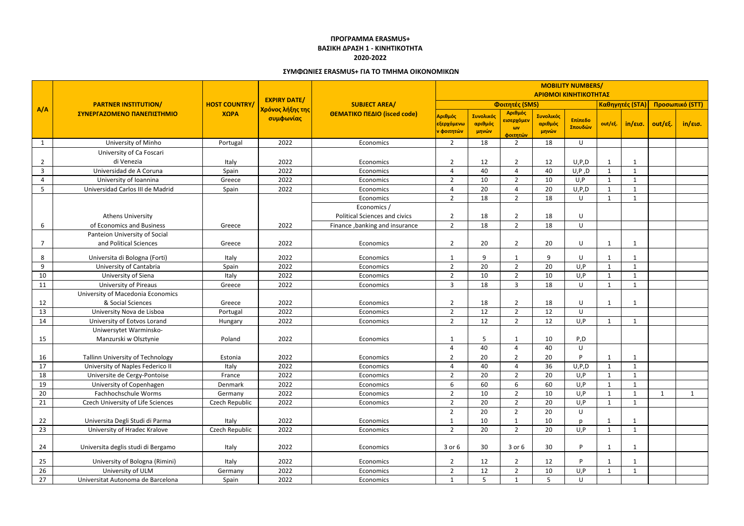**ΠΡΟΓΡΑΜΜΑ ERASMUS+**
**ΒΑΣΙΚΗ ΔΡΑΣΗ 1 - ΚΙΝΗΤΙΚΟΤΗΤΑ**
**2020-2022**

**ΣΥΜΦΩΝΙΕΣ ERASMUS+ ΓΙΑ ΤΟ ΤΜΗΜΑ ΟΙΚΟΝΟΜΙΚΩΝ**

| A/A | PARTNER INSTITUTION/ ΣΥΝΕΡΓΑΖΟΜΕΝΟ ΠΑΝΕΠΙΣΤΗΜΙΟ | HOST COUNTRY/ ΧΩΡΑ | EXPIRY DATE/ Χρόνος λήξης της συμφωνίας | SUBJECT AREA/ ΘΕΜΑΤΙΚΟ ΠΕΔΙΟ (isced code) | MOBILITY NUMBERS/ ΑΡΙΘΜΟΙ ΚΙΝΗΤΙΚΟΤΗΤΑΣ | | | | | | | | |
|---|---|---|---|---|---|---|---|---|---|---|---|---|---|
| | | | | | Φοιτητές (SMS) | | | | | Καθηγητές (STA) | | Προσωπικό (STT) | |
| | | | | | Αριθμός εξερχόμενων φοιτητών | Συνολικός αριθμός μηνών | Αριθμός εισερχόμενων φοιτητών | Συνολικός αριθμός μηνών | Επίπεδο Σπουδών | out/εξ. | in/εισ. | out/εξ. | in/εισ. |
| 1 | University of Minho | Portugal | 2022 | Economics | 2 | 18 | 2 | 18 | U | | | | |
| 2 | University of Ca Foscari di Venezia | Italy | 2022 | Economics | 2 | 12 | 2 | 12 | U,P,D | 1 | 1 | | |
| 3 | Universidad de A Coruna | Spain | 2022 | Economics | 4 | 40 | 4 | 40 | U,P ,D | 1 | 1 | | |
| 4 | University of Ioannina | Greece | 2022 | Economics | 2 | 10 | 2 | 10 | U,P | 1 | 1 | | |
| 5 | Universidad Carlos III de Madrid | Spain | 2022 | Economics | 4 | 20 | 4 | 20 | U,P,D | 1 | 1 | | |
| 6 | Athens University of Economics and Business | Greece | 2022 | Economics | 2 | 18 | 2 | 18 | U | 1 | 1 | | |
| | | | | Economics / Political Sciences and civics | 2 | 18 | 2 | 18 | U | | | | |
| | | | | Finance ,banking and insurance | 2 | 18 | 2 | 18 | U | | | | |
| 7 | Panteion University of Social and Political Sciences | Greece | 2022 | Economics | 2 | 20 | 2 | 20 | U | 1 | 1 | | |
| 8 | Universita di Bologna (Forti) | Italy | 2022 | Economics | 1 | 9 | 1 | 9 | U | 1 | 1 | | |
| 9 | University of Cantabria | Spain | 2022 | Economics | 2 | 20 | 2 | 20 | U,P | 1 | 1 | | |
| 10 | University of Siena | Italy | 2022 | Economics | 2 | 10 | 2 | 10 | U,P | 1 | 1 | | |
| 11 | University of Pireaus | Greece | 2022 | Economics | 3 | 18 | 3 | 18 | U | 1 | 1 | | |
| 12 | University of Macedonia Economics & Social Sciences | Greece | 2022 | Economics | 2 | 18 | 2 | 18 | U | 1 | 1 | | |
| 13 | University Nova de Lisboa | Portugal | 2022 | Economics | 2 | 12 | 2 | 12 | U | | | | |
| 14 | University of Eotvos Lorand | Hungary | 2022 | Economics | 2 | 12 | 2 | 12 | U,P | 1 | 1 | | |
| 15 | Uniwersytet Warminsko-Manzurski w Olsztynie | Poland | 2022 | Economics | 1 | 5 | 1 | 10 | P,D | | | | |
| 16 | Tallinn University of Technology | Estonia | 2022 | Economics | 4 | 40 | 4 | 40 | U | | | | |
| | | | | | 2 | 20 | 2 | 20 | P | 1 | 1 | | |
| 17 | University of Naples Federico II | Italy | 2022 | Economics | 4 | 40 | 4 | 36 | U,P,D | 1 | 1 | | |
| 18 | Universite de Cergy-Pontoise | France | 2022 | Economics | 2 | 20 | 2 | 20 | U,P | 1 | 1 | | |
| 19 | University of Copenhagen | Denmark | 2022 | Economics | 6 | 60 | 6 | 60 | U,P | 1 | 1 | | |
| 20 | Fachhochschule Worms | Germany | 2022 | Economics | 2 | 10 | 2 | 10 | U,P | 1 | 1 | 1 | 1 |
| 21 | Czech University of Life Sciences | Czech Republic | 2022 | Economics | 2 | 20 | 2 | 20 | U,P | 1 | 1 | | |
| 22 | Universita Degli Studi di Parma | Italy | 2022 | Economics | 2 | 20 | 2 | 20 | U | | | | |
| | | | | | 1 | 10 | 1 | 10 | p | 1 | 1 | | |
| 23 | University of Hradec Kralove | Czech Republic | 2022 | Economics | 2 | 20 | 2 | 20 | U,P | 1 | 1 | | |
| 24 | Universita deglis studi di Bergamo | Italy | 2022 | Economics | 3 or 6 | 30 | 3 or 6 | 30 | P | 1 | 1 | | |
| 25 | University of Bologna (Rimini) | Italy | 2022 | Economics | 2 | 12 | 2 | 12 | P | 1 | 1 | | |
| 26 | University of ULM | Germany | 2022 | Economics | 2 | 12 | 2 | 10 | U,P | 1 | 1 | | |
| 27 | Universitat Autonoma de Barcelona | Spain | 2022 | Economics | 1 | 5 | 1 | 5 | U | | | | |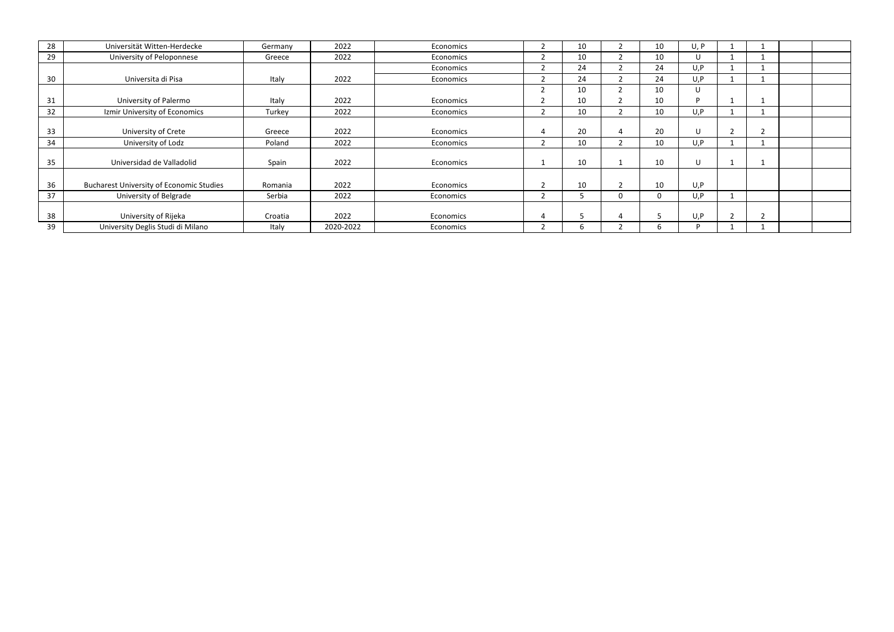| | | | | | | | | | | | | | |
|---|---|---|---|---|---|---|---|---|---|---|---|---|---|
| 28 | Universität Witten-Herdecke | Germany | 2022 | Economics | 2 | 10 | 2 | 10 | U, P | 1 | 1 | | |
| 29 | University of Peloponnese | Greece | 2022 | Economics | 2 | 10 | 2 | 10 | U | 1 | 1 | | |
| | | | | Economics | 2 | 24 | 2 | 24 | U,P | 1 | 1 | | |
| 30 | Universita di Pisa | Italy | 2022 | Economics | 2 | 24 | 2 | 24 | U,P | 1 | 1 | | |
| | | | | | 2 | 10 | 2 | 10 | U | | | | |
| 31 | University of Palermo | Italy | 2022 | Economics | 2 | 10 | 2 | 10 | P | 1 | 1 | | |
| 32 | Izmir University of Economics | Turkey | 2022 | Economics | 2 | 10 | 2 | 10 | U,P | 1 | 1 | | |
| 33 | University of Crete | Greece | 2022 | Economics | 4 | 20 | 4 | 20 | U | 2 | 2 | | |
| 34 | University of Lodz | Poland | 2022 | Economics | 2 | 10 | 2 | 10 | U,P | 1 | 1 | | |
| 35 | Universidad de Valladolid | Spain | 2022 | Economics | 1 | 10 | 1 | 10 | U | 1 | 1 | | |
| 36 | Bucharest University of Economic Studies | Romania | 2022 | Economics | 2 | 10 | 2 | 10 | U,P | | | | |
| 37 | University of Belgrade | Serbia | 2022 | Economics | 2 | 5 | 0 | 0 | U,P | 1 | | | |
| 38 | University of Rijeka | Croatia | 2022 | Economics | 4 | 5 | 4 | 5 | U,P | 2 | 2 | | |
| 39 | University Deglis Studi di Milano | Italy | 2020-2022 | Economics | 2 | 6 | 2 | 6 | P | 1 | 1 | | |